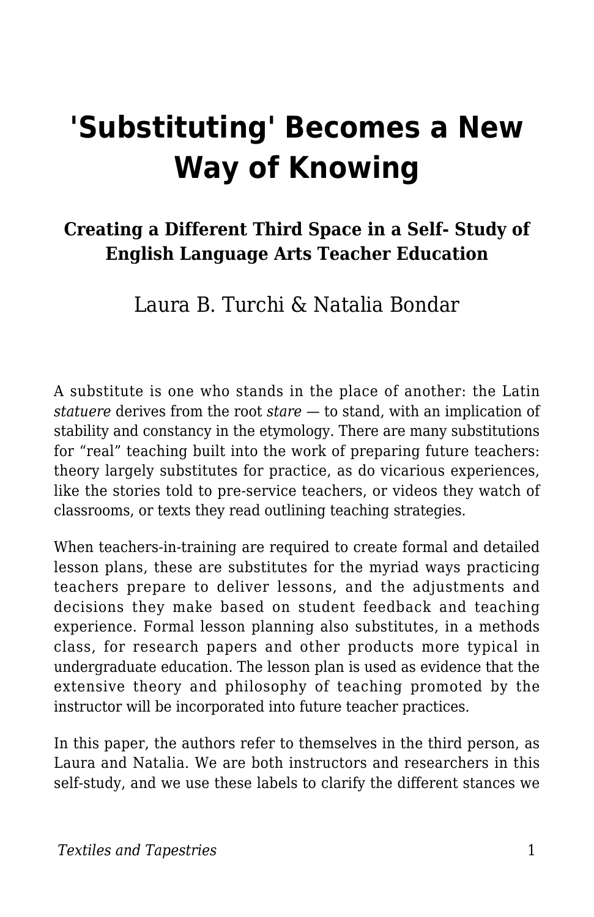# 'Substituting' Becomes a New Way of Knowing

### Creating a Different Third Space in a Self- Study of English Language Arts Teacher Education

Laura B. Turchi & Natalia Bondar

A substitute is one who stands in the place of another: the Latin *statuere* derives from the root *stare* — to stand, with an implication of stability and constancy in the etymology. There are many substitutions for "real" teaching built into the work of preparing future teachers: theory largely substitutes for practice, as do vicarious experiences, like the stories told to pre-service teachers, or videos they watch of classrooms, or texts they read outlining teaching strategies.

When teachers-in-training are required to create formal and detailed lesson plans, these are substitutes for the myriad ways practicing teachers prepare to deliver lessons, and the adjustments and decisions they make based on student feedback and teaching experience. Formal lesson planning also substitutes, in a methods class, for research papers and other products more typical in undergraduate education. The lesson plan is used as evidence that the extensive theory and philosophy of teaching promoted by the instructor will be incorporated into future teacher practices.

In this paper, the authors refer to themselves in the third person, as Laura and Natalia. We are both instructors and researchers in this self-study, and we use these labels to clarify the different stances we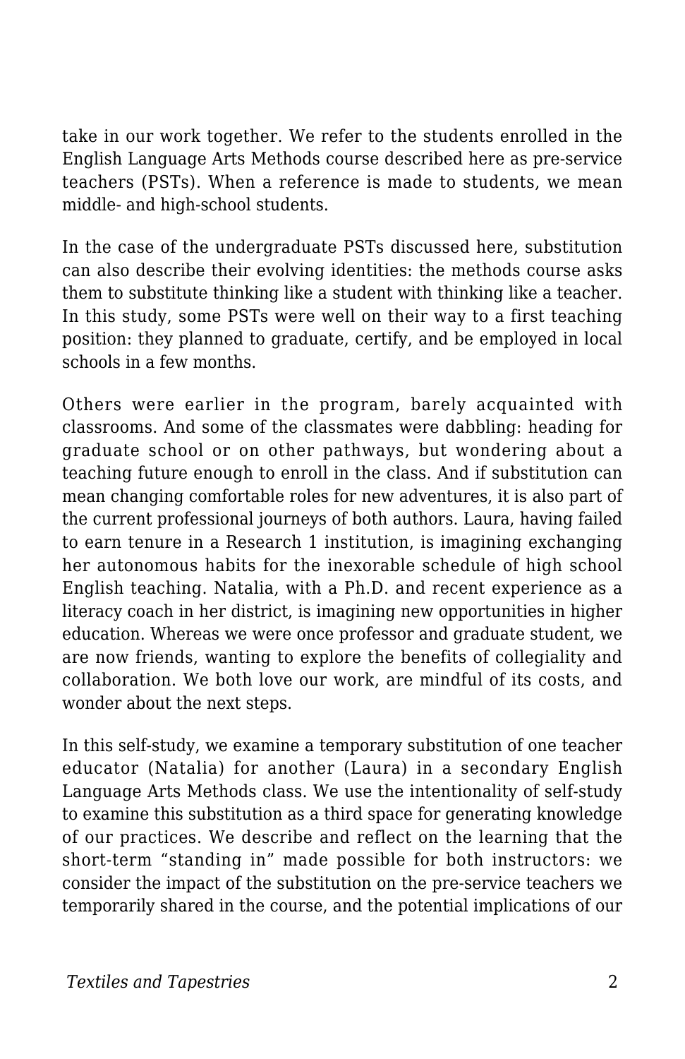take in our work together. We refer to the students enrolled in the English Language Arts Methods course described here as pre-service teachers (PSTs). When a reference is made to students, we mean middle- and high-school students.

In the case of the undergraduate PSTs discussed here, substitution can also describe their evolving identities: the methods course asks them to substitute thinking like a student with thinking like a teacher. In this study, some PSTs were well on their way to a first teaching position: they planned to graduate, certify, and be employed in local schools in a few months.

Others were earlier in the program, barely acquainted with classrooms. And some of the classmates were dabbling: heading for graduate school or on other pathways, but wondering about a teaching future enough to enroll in the class. And if substitution can mean changing comfortable roles for new adventures, it is also part of the current professional journeys of both authors. Laura, having failed to earn tenure in a Research 1 institution, is imagining exchanging her autonomous habits for the inexorable schedule of high school English teaching. Natalia, with a Ph.D. and recent experience as a literacy coach in her district, is imagining new opportunities in higher education. Whereas we were once professor and graduate student, we are now friends, wanting to explore the benefits of collegiality and collaboration. We both love our work, are mindful of its costs, and wonder about the next steps.

In this self-study, we examine a temporary substitution of one teacher educator (Natalia) for another (Laura) in a secondary English Language Arts Methods class. We use the intentionality of self-study to examine this substitution as a third space for generating knowledge of our practices. We describe and reflect on the learning that the short-term "standing in" made possible for both instructors: we consider the impact of the substitution on the pre-service teachers we temporarily shared in the course, and the potential implications of our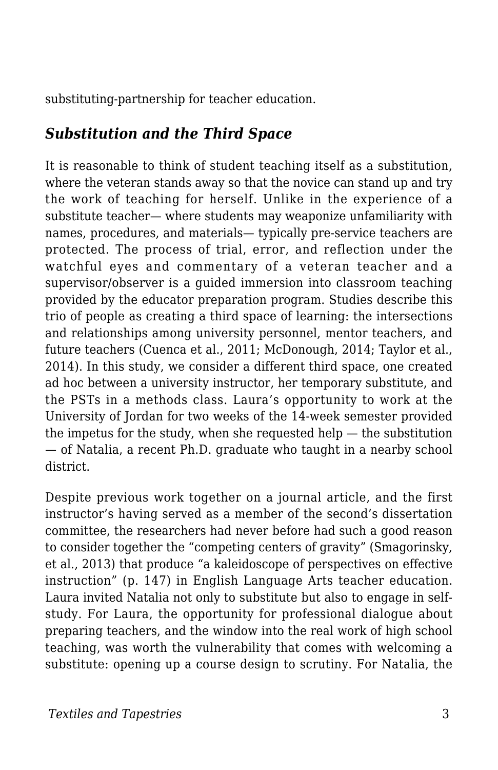substituting-partnership for teacher education.

## *Substitution and the Third Space*

It is reasonable to think of student teaching itself as a substitution, where the veteran stands away so that the novice can stand up and try the work of teaching for herself. Unlike in the experience of a substitute teacher— where students may weaponize unfamiliarity with names, procedures, and materials— typically pre-service teachers are protected. The process of trial, error, and reflection under the watchful eyes and commentary of a veteran teacher and a supervisor/observer is a guided immersion into classroom teaching provided by the educator preparation program. Studies describe this trio of people as creating a third space of learning: the intersections and relationships among university personnel, mentor teachers, and future teachers (Cuenca et al., 2011; McDonough, 2014; Taylor et al., 2014). In this study, we consider a different third space, one created ad hoc between a university instructor, her temporary substitute, and the PSTs in a methods class. Laura's opportunity to work at the University of Jordan for two weeks of the 14-week semester provided the impetus for the study, when she requested help — the substitution — of Natalia, a recent Ph.D. graduate who taught in a nearby school district.

Despite previous work together on a journal article, and the first instructor's having served as a member of the second's dissertation committee, the researchers had never before had such a good reason to consider together the "competing centers of gravity" (Smagorinsky, et al., 2013) that produce "a kaleidoscope of perspectives on effective instruction" (p. 147) in English Language Arts teacher education. Laura invited Natalia not only to substitute but also to engage in self-study. For Laura, the opportunity for professional dialogue about preparing teachers, and the window into the real work of high school teaching, was worth the vulnerability that comes with welcoming a substitute: opening up a course design to scrutiny. For Natalia, the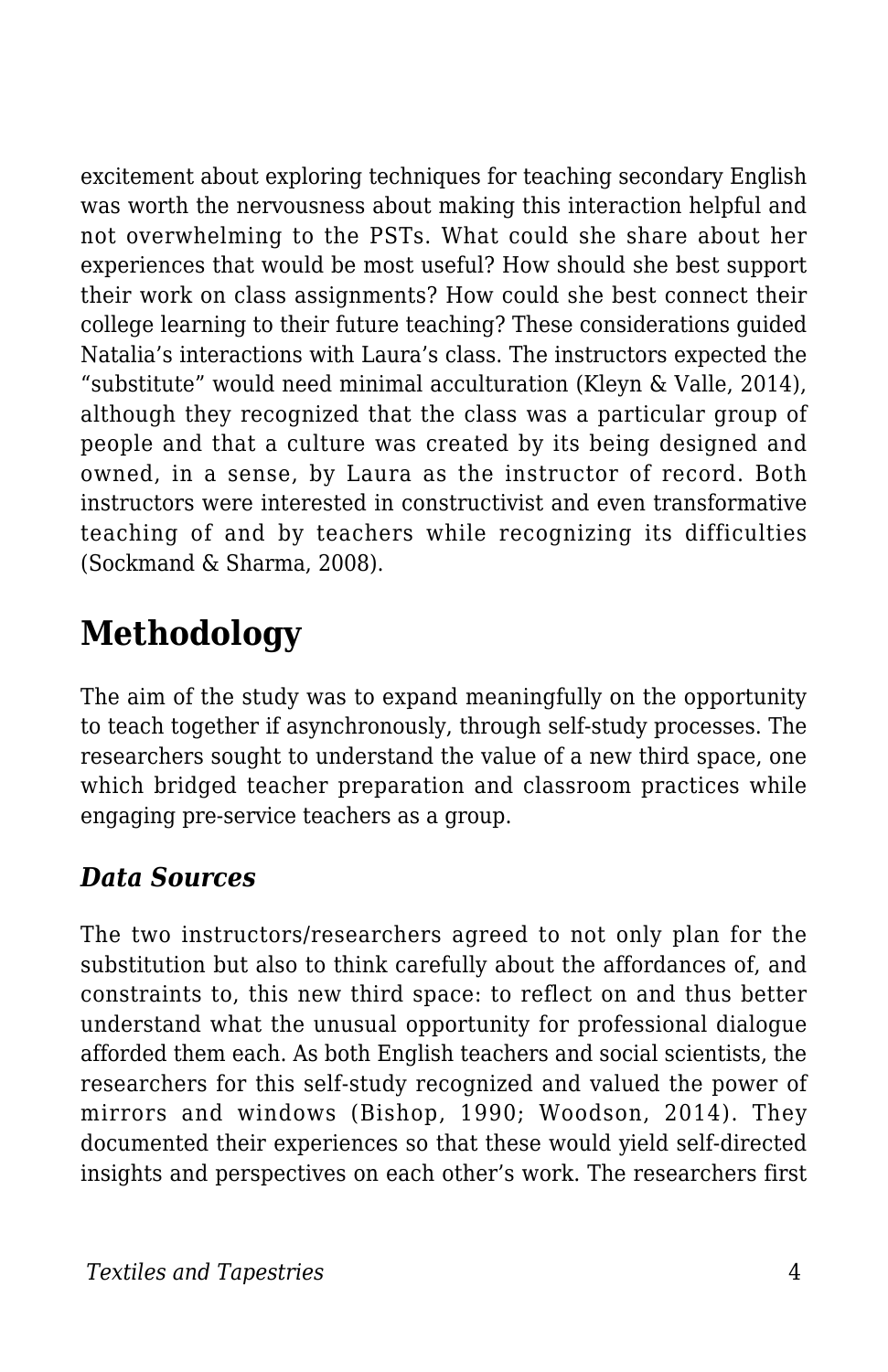excitement about exploring techniques for teaching secondary English was worth the nervousness about making this interaction helpful and not overwhelming to the PSTs. What could she share about her experiences that would be most useful? How should she best support their work on class assignments? How could she best connect their college learning to their future teaching? These considerations guided Natalia's interactions with Laura's class. The instructors expected the "substitute" would need minimal acculturation (Kleyn & Valle, 2014), although they recognized that the class was a particular group of people and that a culture was created by its being designed and owned, in a sense, by Laura as the instructor of record. Both instructors were interested in constructivist and even transformative teaching of and by teachers while recognizing its difficulties (Sockmand & Sharma, 2008).

## Methodology

The aim of the study was to expand meaningfully on the opportunity to teach together if asynchronously, through self-study processes. The researchers sought to understand the value of a new third space, one which bridged teacher preparation and classroom practices while engaging pre-service teachers as a group.

### *Data Sources*

The two instructors/researchers agreed to not only plan for the substitution but also to think carefully about the affordances of, and constraints to, this new third space: to reflect on and thus better understand what the unusual opportunity for professional dialogue afforded them each. As both English teachers and social scientists, the researchers for this self-study recognized and valued the power of mirrors and windows (Bishop, 1990; Woodson, 2014). They documented their experiences so that these would yield self-directed insights and perspectives on each other's work. The researchers first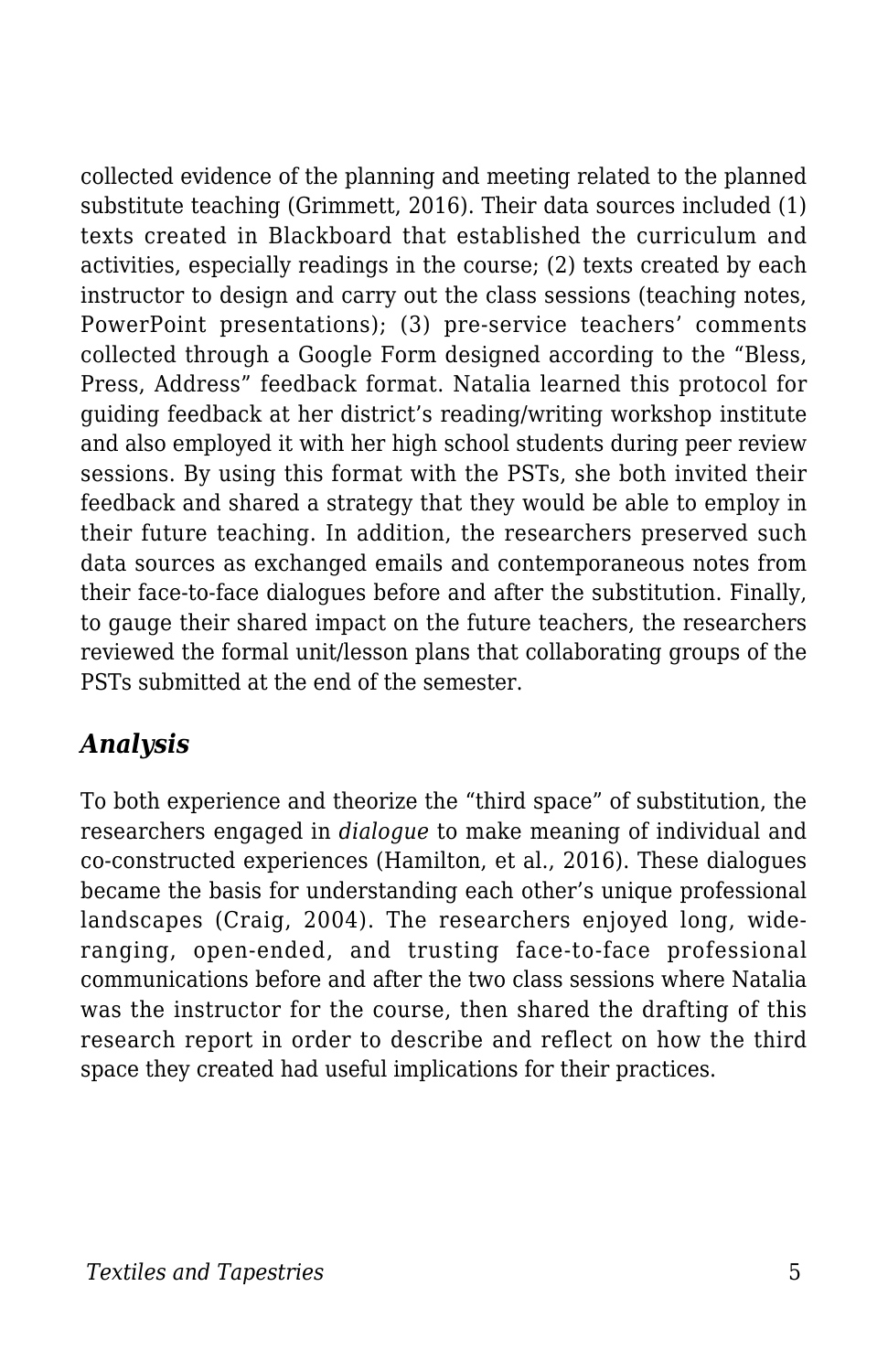collected evidence of the planning and meeting related to the planned substitute teaching (Grimmett, 2016). Their data sources included (1) texts created in Blackboard that established the curriculum and activities, especially readings in the course; (2) texts created by each instructor to design and carry out the class sessions (teaching notes, PowerPoint presentations); (3) pre-service teachers' comments collected through a Google Form designed according to the "Bless, Press, Address" feedback format. Natalia learned this protocol for guiding feedback at her district's reading/writing workshop institute and also employed it with her high school students during peer review sessions. By using this format with the PSTs, she both invited their feedback and shared a strategy that they would be able to employ in their future teaching. In addition, the researchers preserved such data sources as exchanged emails and contemporaneous notes from their face-to-face dialogues before and after the substitution. Finally, to gauge their shared impact on the future teachers, the researchers reviewed the formal unit/lesson plans that collaborating groups of the PSTs submitted at the end of the semester.

### *Analysis*

To both experience and theorize the "third space" of substitution, the researchers engaged in *dialogue* to make meaning of individual and co-constructed experiences (Hamilton, et al., 2016). These dialogues became the basis for understanding each other's unique professional landscapes (Craig, 2004). The researchers enjoyed long, wide-ranging, open-ended, and trusting face-to-face professional communications before and after the two class sessions where Natalia was the instructor for the course, then shared the drafting of this research report in order to describe and reflect on how the third space they created had useful implications for their practices.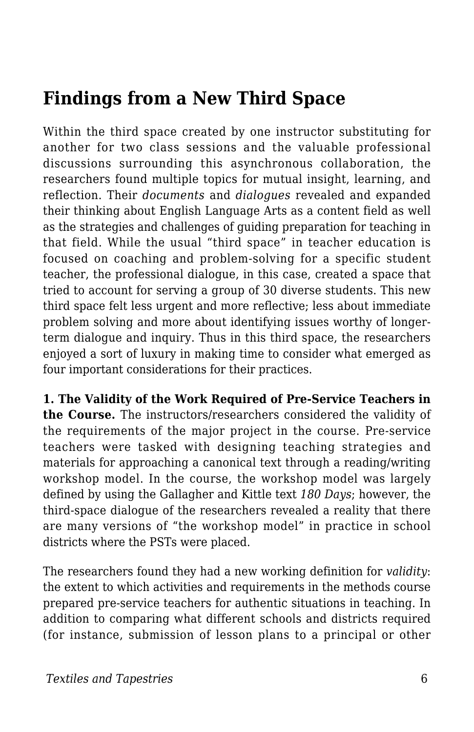## Findings from a New Third Space

Within the third space created by one instructor substituting for another for two class sessions and the valuable professional discussions surrounding this asynchronous collaboration, the researchers found multiple topics for mutual insight, learning, and reflection. Their *documents* and *dialogues* revealed and expanded their thinking about English Language Arts as a content field as well as the strategies and challenges of guiding preparation for teaching in that field. While the usual "third space" in teacher education is focused on coaching and problem-solving for a specific student teacher, the professional dialogue, in this case, created a space that tried to account for serving a group of 30 diverse students. This new third space felt less urgent and more reflective; less about immediate problem solving and more about identifying issues worthy of longer-term dialogue and inquiry. Thus in this third space, the researchers enjoyed a sort of luxury in making time to consider what emerged as four important considerations for their practices.

**1. The Validity of the Work Required of Pre-Service Teachers in the Course.** The instructors/researchers considered the validity of the requirements of the major project in the course. Pre-service teachers were tasked with designing teaching strategies and materials for approaching a canonical text through a reading/writing workshop model. In the course, the workshop model was largely defined by using the Gallagher and Kittle text *180 Days*; however, the third-space dialogue of the researchers revealed a reality that there are many versions of "the workshop model" in practice in school districts where the PSTs were placed.

The researchers found they had a new working definition for *validity*: the extent to which activities and requirements in the methods course prepared pre-service teachers for authentic situations in teaching. In addition to comparing what different schools and districts required (for instance, submission of lesson plans to a principal or other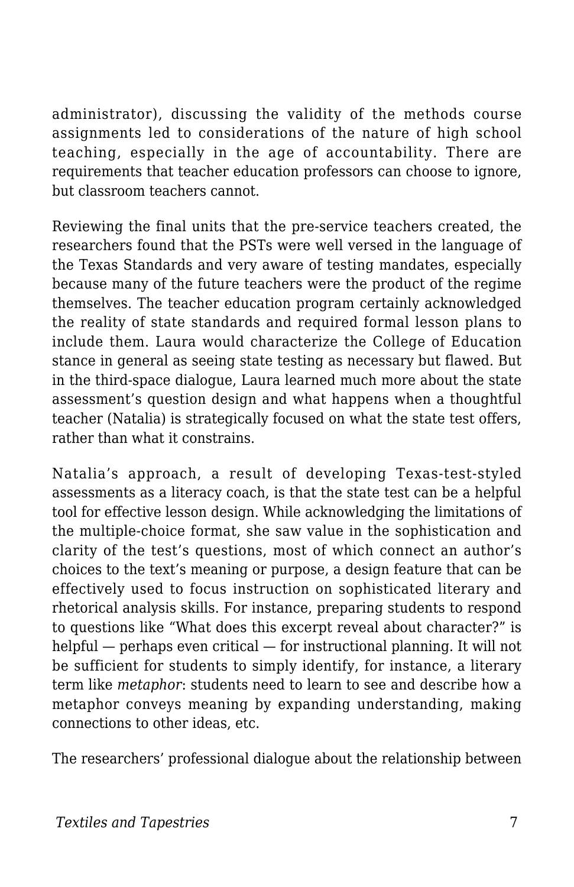administrator), discussing the validity of the methods course assignments led to considerations of the nature of high school teaching, especially in the age of accountability. There are requirements that teacher education professors can choose to ignore, but classroom teachers cannot.

Reviewing the final units that the pre-service teachers created, the researchers found that the PSTs were well versed in the language of the Texas Standards and very aware of testing mandates, especially because many of the future teachers were the product of the regime themselves. The teacher education program certainly acknowledged the reality of state standards and required formal lesson plans to include them. Laura would characterize the College of Education stance in general as seeing state testing as necessary but flawed. But in the third-space dialogue, Laura learned much more about the state assessment's question design and what happens when a thoughtful teacher (Natalia) is strategically focused on what the state test offers, rather than what it constrains.

Natalia's approach, a result of developing Texas-test-styled assessments as a literacy coach, is that the state test can be a helpful tool for effective lesson design. While acknowledging the limitations of the multiple-choice format, she saw value in the sophistication and clarity of the test's questions, most of which connect an author's choices to the text's meaning or purpose, a design feature that can be effectively used to focus instruction on sophisticated literary and rhetorical analysis skills. For instance, preparing students to respond to questions like "What does this excerpt reveal about character?" is helpful — perhaps even critical — for instructional planning. It will not be sufficient for students to simply identify, for instance, a literary term like *metaphor*: students need to learn to see and describe how a metaphor conveys meaning by expanding understanding, making connections to other ideas, etc.

The researchers' professional dialogue about the relationship between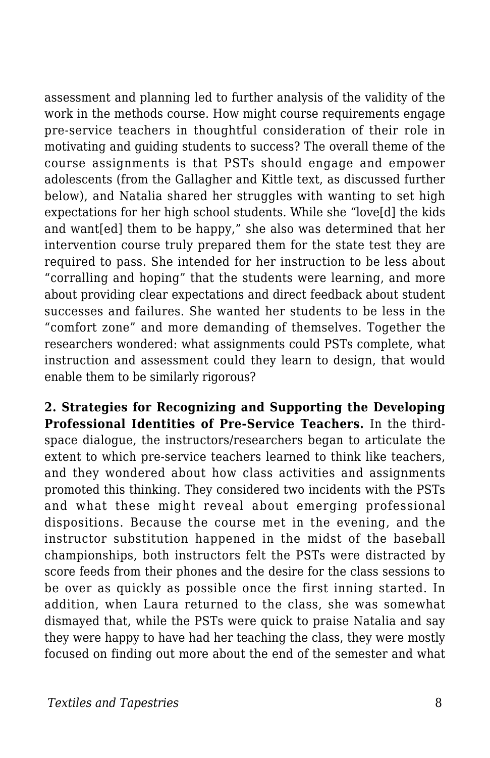assessment and planning led to further analysis of the validity of the work in the methods course. How might course requirements engage pre-service teachers in thoughtful consideration of their role in motivating and guiding students to success? The overall theme of the course assignments is that PSTs should engage and empower adolescents (from the Gallagher and Kittle text, as discussed further below), and Natalia shared her struggles with wanting to set high expectations for her high school students. While she "love[d] the kids and want[ed] them to be happy," she also was determined that her intervention course truly prepared them for the state test they are required to pass. She intended for her instruction to be less about "corralling and hoping" that the students were learning, and more about providing clear expectations and direct feedback about student successes and failures. She wanted her students to be less in the "comfort zone" and more demanding of themselves. Together the researchers wondered: what assignments could PSTs complete, what instruction and assessment could they learn to design, that would enable them to be similarly rigorous?

**2. Strategies for Recognizing and Supporting the Developing Professional Identities of Pre-Service Teachers.** In the third-space dialogue, the instructors/researchers began to articulate the extent to which pre-service teachers learned to think like teachers, and they wondered about how class activities and assignments promoted this thinking. They considered two incidents with the PSTs and what these might reveal about emerging professional dispositions. Because the course met in the evening, and the instructor substitution happened in the midst of the baseball championships, both instructors felt the PSTs were distracted by score feeds from their phones and the desire for the class sessions to be over as quickly as possible once the first inning started. In addition, when Laura returned to the class, she was somewhat dismayed that, while the PSTs were quick to praise Natalia and say they were happy to have had her teaching the class, they were mostly focused on finding out more about the end of the semester and what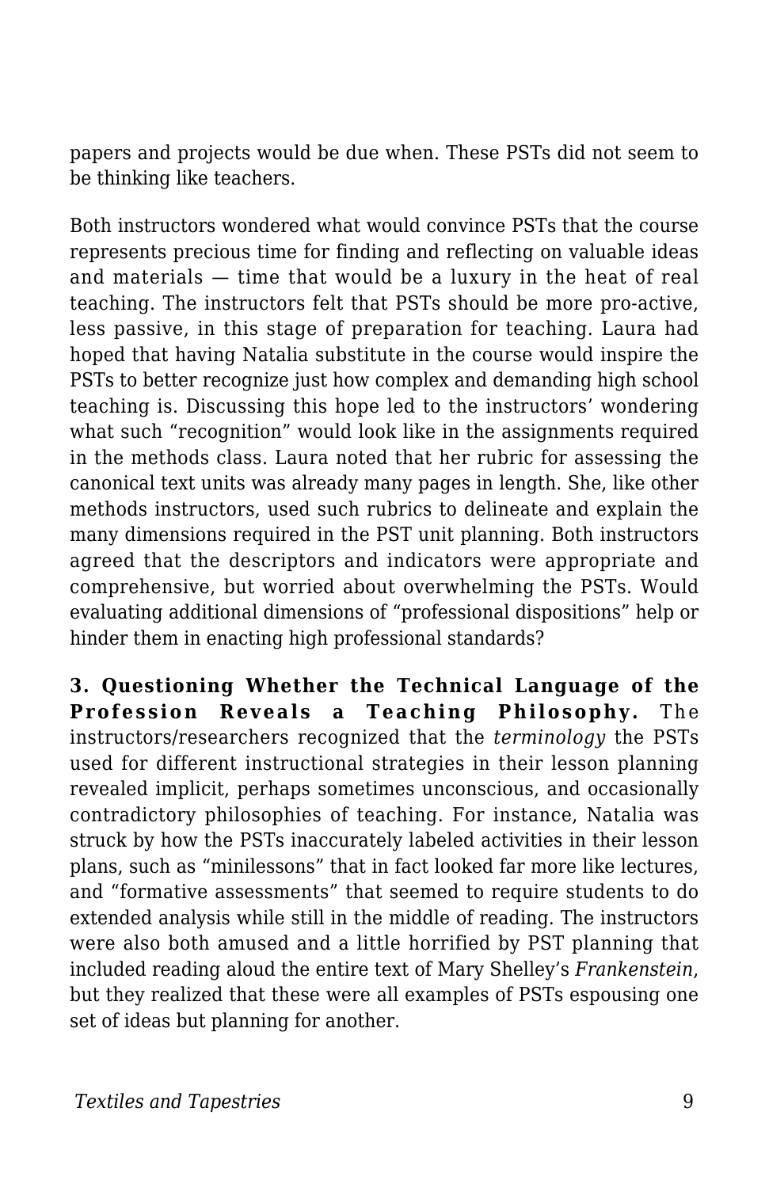papers and projects would be due when. These PSTs did not seem to be thinking like teachers.

Both instructors wondered what would convince PSTs that the course represents precious time for finding and reflecting on valuable ideas and materials — time that would be a luxury in the heat of real teaching. The instructors felt that PSTs should be more pro-active, less passive, in this stage of preparation for teaching. Laura had hoped that having Natalia substitute in the course would inspire the PSTs to better recognize just how complex and demanding high school teaching is. Discussing this hope led to the instructors' wondering what such "recognition" would look like in the assignments required in the methods class. Laura noted that her rubric for assessing the canonical text units was already many pages in length. She, like other methods instructors, used such rubrics to delineate and explain the many dimensions required in the PST unit planning. Both instructors agreed that the descriptors and indicators were appropriate and comprehensive, but worried about overwhelming the PSTs. Would evaluating additional dimensions of "professional dispositions" help or hinder them in enacting high professional standards?

**3. Questioning Whether the Technical Language of the Profession Reveals a Teaching Philosophy.** The instructors/researchers recognized that the *terminology* the PSTs used for different instructional strategies in their lesson planning revealed implicit, perhaps sometimes unconscious, and occasionally contradictory philosophies of teaching. For instance, Natalia was struck by how the PSTs inaccurately labeled activities in their lesson plans, such as "minilessons" that in fact looked far more like lectures, and "formative assessments" that seemed to require students to do extended analysis while still in the middle of reading. The instructors were also both amused and a little horrified by PST planning that included reading aloud the entire text of Mary Shelley's *Frankenstein*, but they realized that these were all examples of PSTs espousing one set of ideas but planning for another.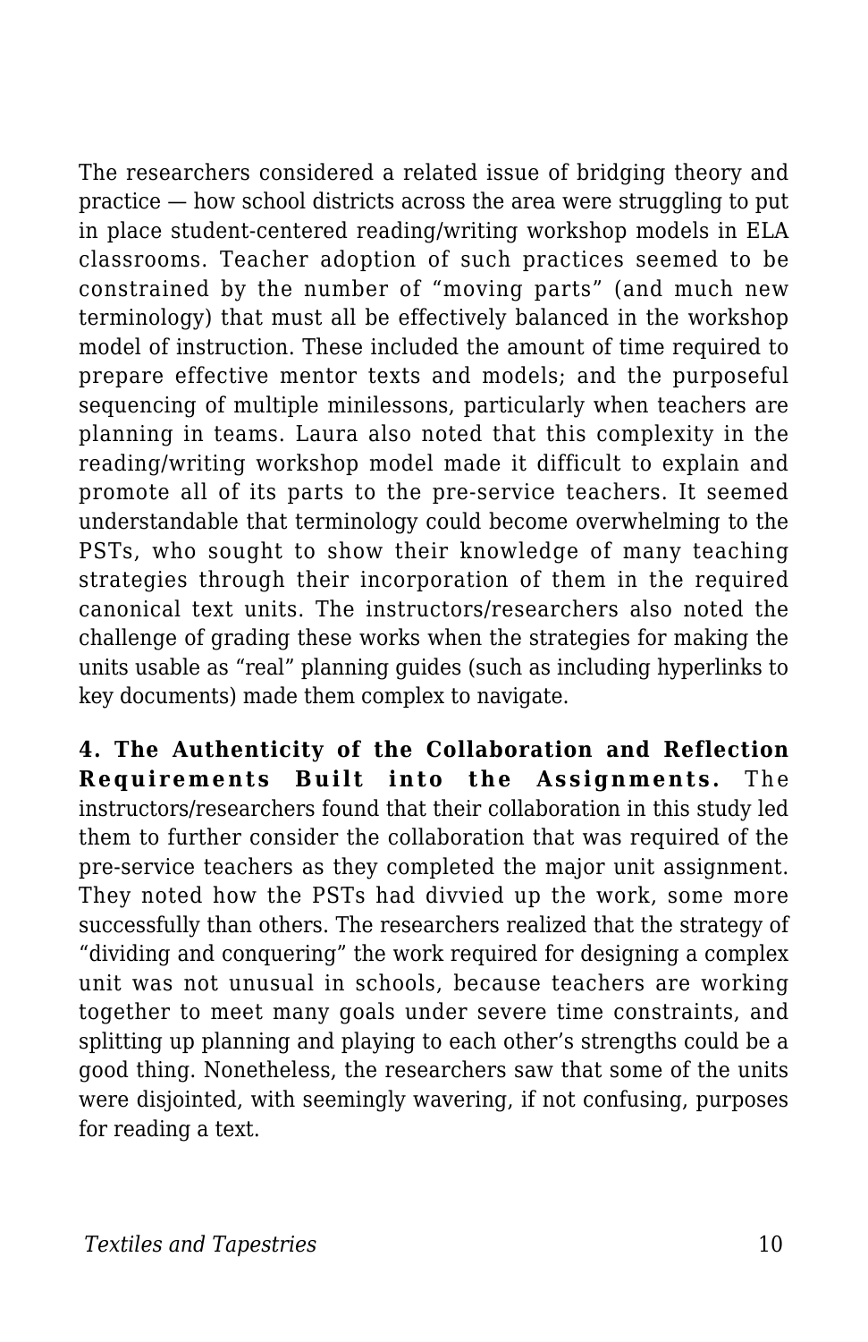The researchers considered a related issue of bridging theory and practice — how school districts across the area were struggling to put in place student-centered reading/writing workshop models in ELA classrooms. Teacher adoption of such practices seemed to be constrained by the number of "moving parts" (and much new terminology) that must all be effectively balanced in the workshop model of instruction. These included the amount of time required to prepare effective mentor texts and models; and the purposeful sequencing of multiple minilessons, particularly when teachers are planning in teams. Laura also noted that this complexity in the reading/writing workshop model made it difficult to explain and promote all of its parts to the pre-service teachers. It seemed understandable that terminology could become overwhelming to the PSTs, who sought to show their knowledge of many teaching strategies through their incorporation of them in the required canonical text units. The instructors/researchers also noted the challenge of grading these works when the strategies for making the units usable as "real" planning guides (such as including hyperlinks to key documents) made them complex to navigate.

**4. The Authenticity of the Collaboration and Reflection Requirements Built into the Assignments.** The instructors/researchers found that their collaboration in this study led them to further consider the collaboration that was required of the pre-service teachers as they completed the major unit assignment. They noted how the PSTs had divvied up the work, some more successfully than others. The researchers realized that the strategy of "dividing and conquering" the work required for designing a complex unit was not unusual in schools, because teachers are working together to meet many goals under severe time constraints, and splitting up planning and playing to each other's strengths could be a good thing. Nonetheless, the researchers saw that some of the units were disjointed, with seemingly wavering, if not confusing, purposes for reading a text.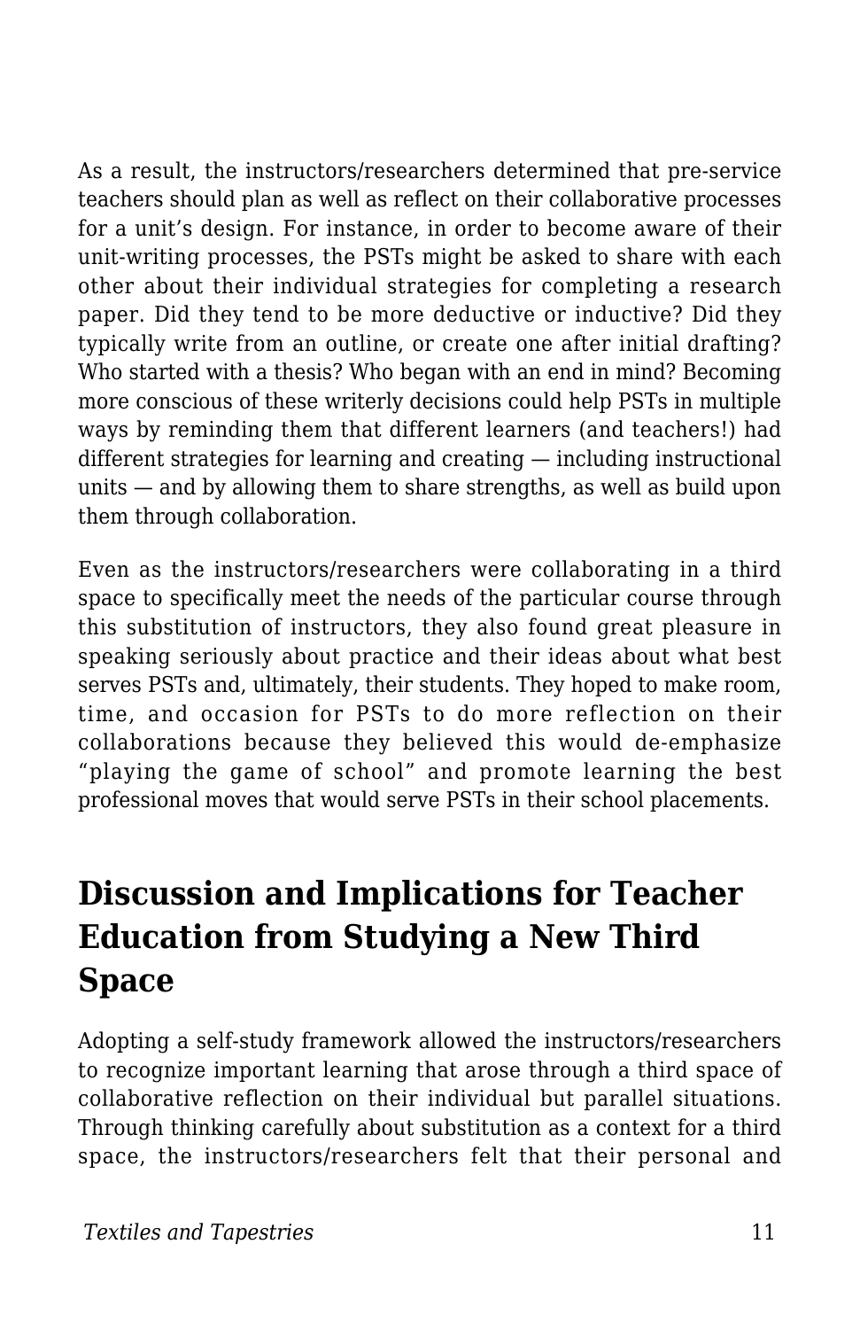As a result, the instructors/researchers determined that pre-service teachers should plan as well as reflect on their collaborative processes for a unit's design. For instance, in order to become aware of their unit-writing processes, the PSTs might be asked to share with each other about their individual strategies for completing a research paper. Did they tend to be more deductive or inductive? Did they typically write from an outline, or create one after initial drafting? Who started with a thesis? Who began with an end in mind? Becoming more conscious of these writerly decisions could help PSTs in multiple ways by reminding them that different learners (and teachers!) had different strategies for learning and creating — including instructional units — and by allowing them to share strengths, as well as build upon them through collaboration.

Even as the instructors/researchers were collaborating in a third space to specifically meet the needs of the particular course through this substitution of instructors, they also found great pleasure in speaking seriously about practice and their ideas about what best serves PSTs and, ultimately, their students. They hoped to make room, time, and occasion for PSTs to do more reflection on their collaborations because they believed this would de-emphasize "playing the game of school" and promote learning the best professional moves that would serve PSTs in their school placements.

## Discussion and Implications for Teacher Education from Studying a New Third Space

Adopting a self-study framework allowed the instructors/researchers to recognize important learning that arose through a third space of collaborative reflection on their individual but parallel situations. Through thinking carefully about substitution as a context for a third space, the instructors/researchers felt that their personal and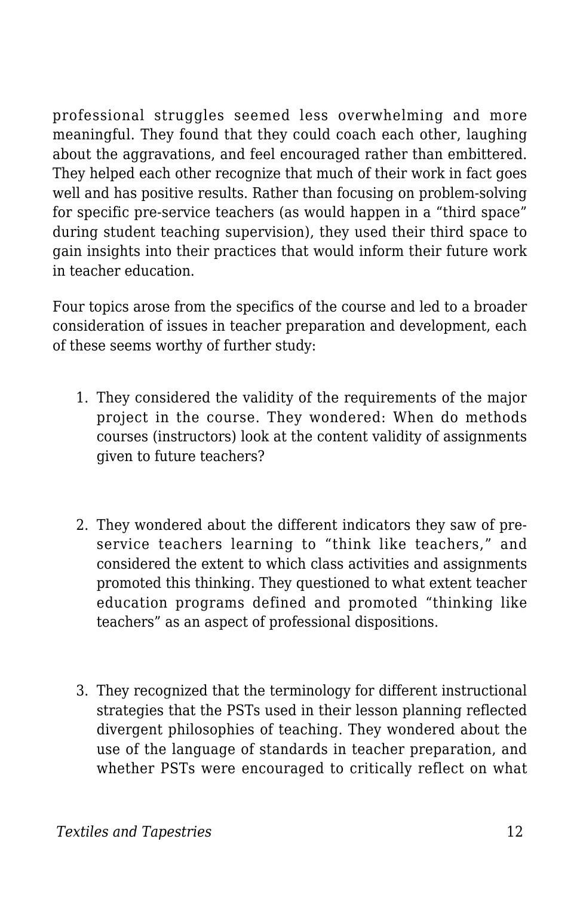professional struggles seemed less overwhelming and more meaningful. They found that they could coach each other, laughing about the aggravations, and feel encouraged rather than embittered. They helped each other recognize that much of their work in fact goes well and has positive results. Rather than focusing on problem-solving for specific pre-service teachers (as would happen in a "third space" during student teaching supervision), they used their third space to gain insights into their practices that would inform their future work in teacher education.

Four topics arose from the specifics of the course and led to a broader consideration of issues in teacher preparation and development, each of these seems worthy of further study:

1. They considered the validity of the requirements of the major project in the course. They wondered: When do methods courses (instructors) look at the content validity of assignments given to future teachers?

2. They wondered about the different indicators they saw of pre-service teachers learning to "think like teachers," and considered the extent to which class activities and assignments promoted this thinking. They questioned to what extent teacher education programs defined and promoted "thinking like teachers" as an aspect of professional dispositions.

3. They recognized that the terminology for different instructional strategies that the PSTs used in their lesson planning reflected divergent philosophies of teaching. They wondered about the use of the language of standards in teacher preparation, and whether PSTs were encouraged to critically reflect on what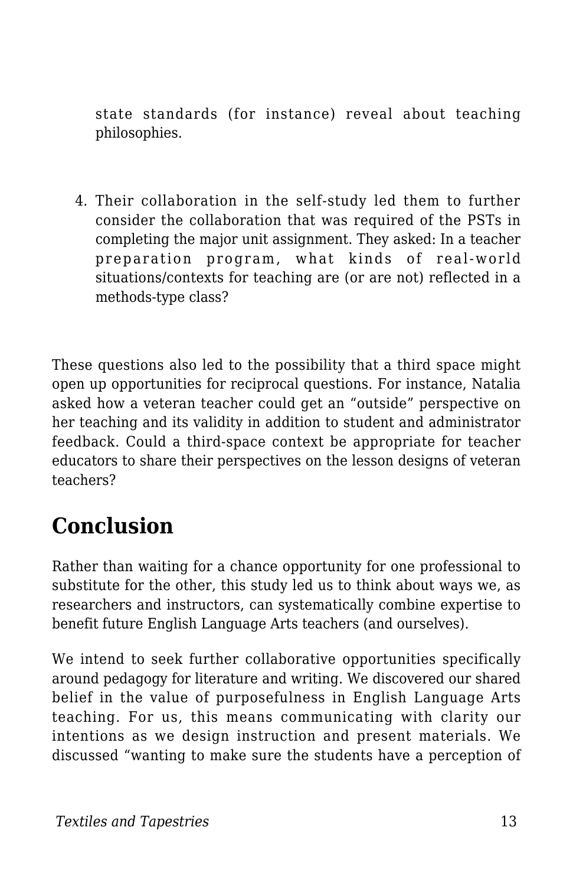state standards (for instance) reveal about teaching philosophies.

4. Their collaboration in the self-study led them to further consider the collaboration that was required of the PSTs in completing the major unit assignment. They asked: In a teacher preparation program, what kinds of real-world situations/contexts for teaching are (or are not) reflected in a methods-type class?

These questions also led to the possibility that a third space might open up opportunities for reciprocal questions. For instance, Natalia asked how a veteran teacher could get an "outside" perspective on her teaching and its validity in addition to student and administrator feedback. Could a third-space context be appropriate for teacher educators to share their perspectives on the lesson designs of veteran teachers?

## Conclusion

Rather than waiting for a chance opportunity for one professional to substitute for the other, this study led us to think about ways we, as researchers and instructors, can systematically combine expertise to benefit future English Language Arts teachers (and ourselves).

We intend to seek further collaborative opportunities specifically around pedagogy for literature and writing. We discovered our shared belief in the value of purposefulness in English Language Arts teaching. For us, this means communicating with clarity our intentions as we design instruction and present materials. We discussed "wanting to make sure the students have a perception of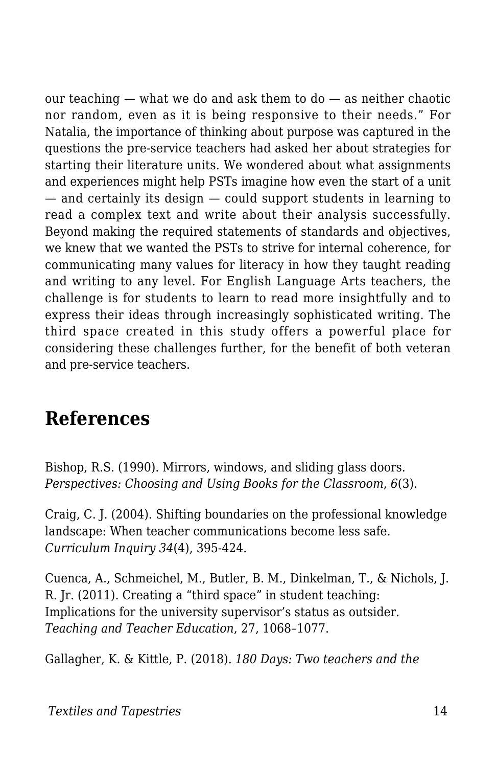our teaching — what we do and ask them to do — as neither chaotic nor random, even as it is being responsive to their needs." For Natalia, the importance of thinking about purpose was captured in the questions the pre-service teachers had asked her about strategies for starting their literature units. We wondered about what assignments and experiences might help PSTs imagine how even the start of a unit — and certainly its design — could support students in learning to read a complex text and write about their analysis successfully. Beyond making the required statements of standards and objectives, we knew that we wanted the PSTs to strive for internal coherence, for communicating many values for literacy in how they taught reading and writing to any level. For English Language Arts teachers, the challenge is for students to learn to read more insightfully and to express their ideas through increasingly sophisticated writing. The third space created in this study offers a powerful place for considering these challenges further, for the benefit of both veteran and pre-service teachers.

## References

Bishop, R.S. (1990). Mirrors, windows, and sliding glass doors. *Perspectives: Choosing and Using Books for the Classroom*, *6*(3).

Craig, C. J. (2004). Shifting boundaries on the professional knowledge landscape: When teacher communications become less safe. *Curriculum Inquiry 34*(4), 395-424.

Cuenca, A., Schmeichel, M., Butler, B. M., Dinkelman, T., & Nichols, J. R. Jr. (2011). Creating a "third space" in student teaching: Implications for the university supervisor's status as outsider. *Teaching and Teacher Education*, 27, 1068–1077.

Gallagher, K. & Kittle, P. (2018). *180 Days: Two teachers and the*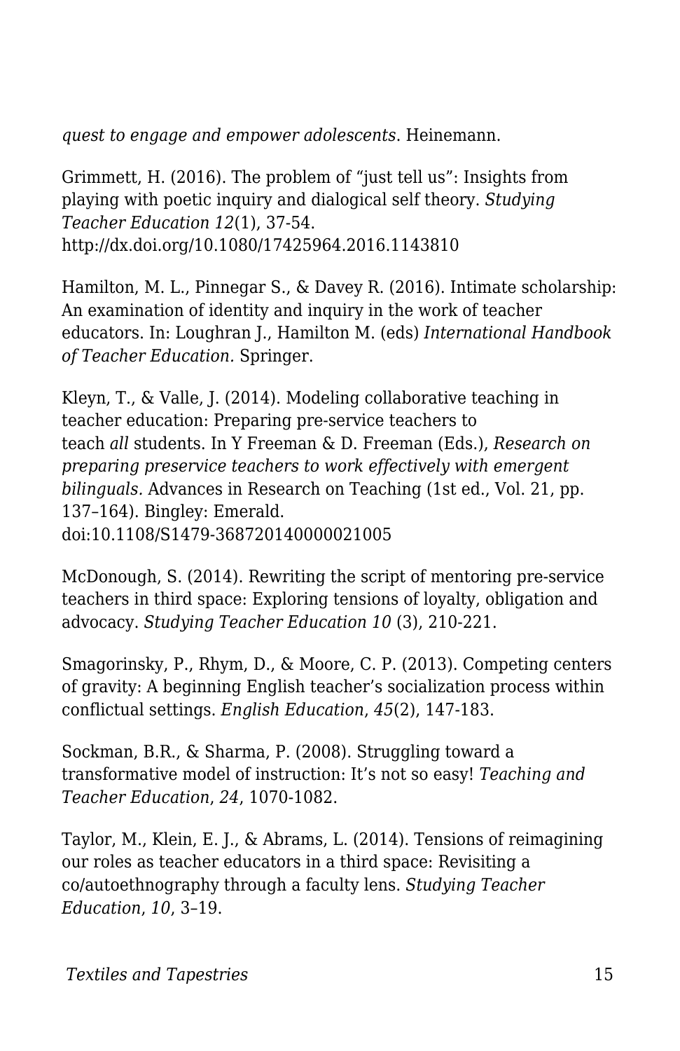*quest to engage and empower adolescents*. Heinemann.

Grimmett, H. (2016). The problem of “just tell us”: Insights from playing with poetic inquiry and dialogical self theory. *Studying Teacher Education 12*(1), 37-54. http://dx.doi.org/10.1080/17425964.2016.1143810

Hamilton, M. L., Pinnegar S., & Davey R. (2016). Intimate scholarship: An examination of identity and inquiry in the work of teacher educators. In: Loughran J., Hamilton M. (eds) *International Handbook of Teacher Education.* Springer.

Kleyn, T., & Valle, J. (2014). Modeling collaborative teaching in teacher education: Preparing pre-service teachers to teach *all* students. In Y Freeman & D. Freeman (Eds.), *Research on preparing preservice teachers to work effectively with emergent bilinguals.* Advances in Research on Teaching (1st ed., Vol. 21, pp. 137–164). Bingley: Emerald. doi:10.1108/S1479-368720140000021005

McDonough, S. (2014). Rewriting the script of mentoring pre-service teachers in third space: Exploring tensions of loyalty, obligation and advocacy. *Studying Teacher Education 10* (3), 210-221.

Smagorinsky, P., Rhym, D., & Moore, C. P. (2013). Competing centers of gravity: A beginning English teacher’s socialization process within conflictual settings. *English Education*, *45*(2), 147-183.

Sockman, B.R., & Sharma, P. (2008). Struggling toward a transformative model of instruction: It’s not so easy! *Teaching and Teacher Education*, *24*, 1070-1082.

Taylor, M., Klein, E. J., & Abrams, L. (2014). Tensions of reimagining our roles as teacher educators in a third space: Revisiting a co/autoethnography through a faculty lens. *Studying Teacher Education*, *10*, 3–19.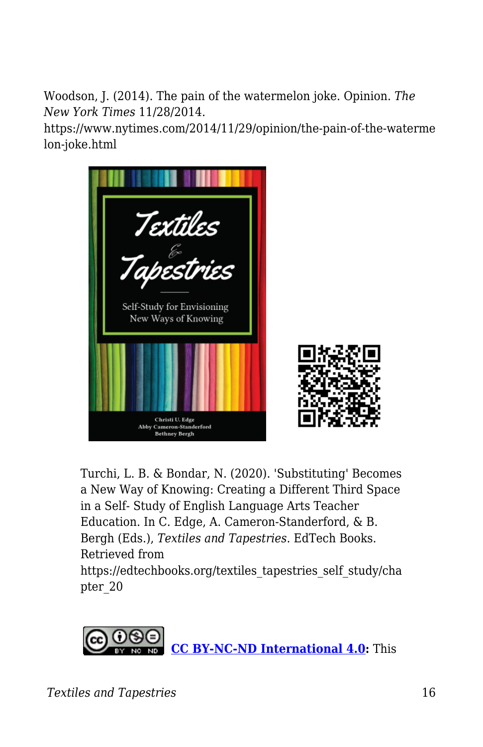Woodson, J. (2014). The pain of the watermelon joke. Opinion. *The New York Times* 11/28/2014. https://www.nytimes.com/2014/11/29/opinion/the-pain-of-the-watermelon-joke.html

Turchi, L. B. & Bondar, N. (2020). 'Substituting' Becomes a New Way of Knowing: Creating a Different Third Space in a Self- Study of English Language Arts Teacher Education. In C. Edge, A. Cameron-Standerford, & B. Bergh (Eds.), *Textiles and Tapestries*. EdTech Books. Retrieved from https://edtechbooks.org/textiles_tapestries_self_study/chapter_20

**CC BY-NC-ND International 4.0:** This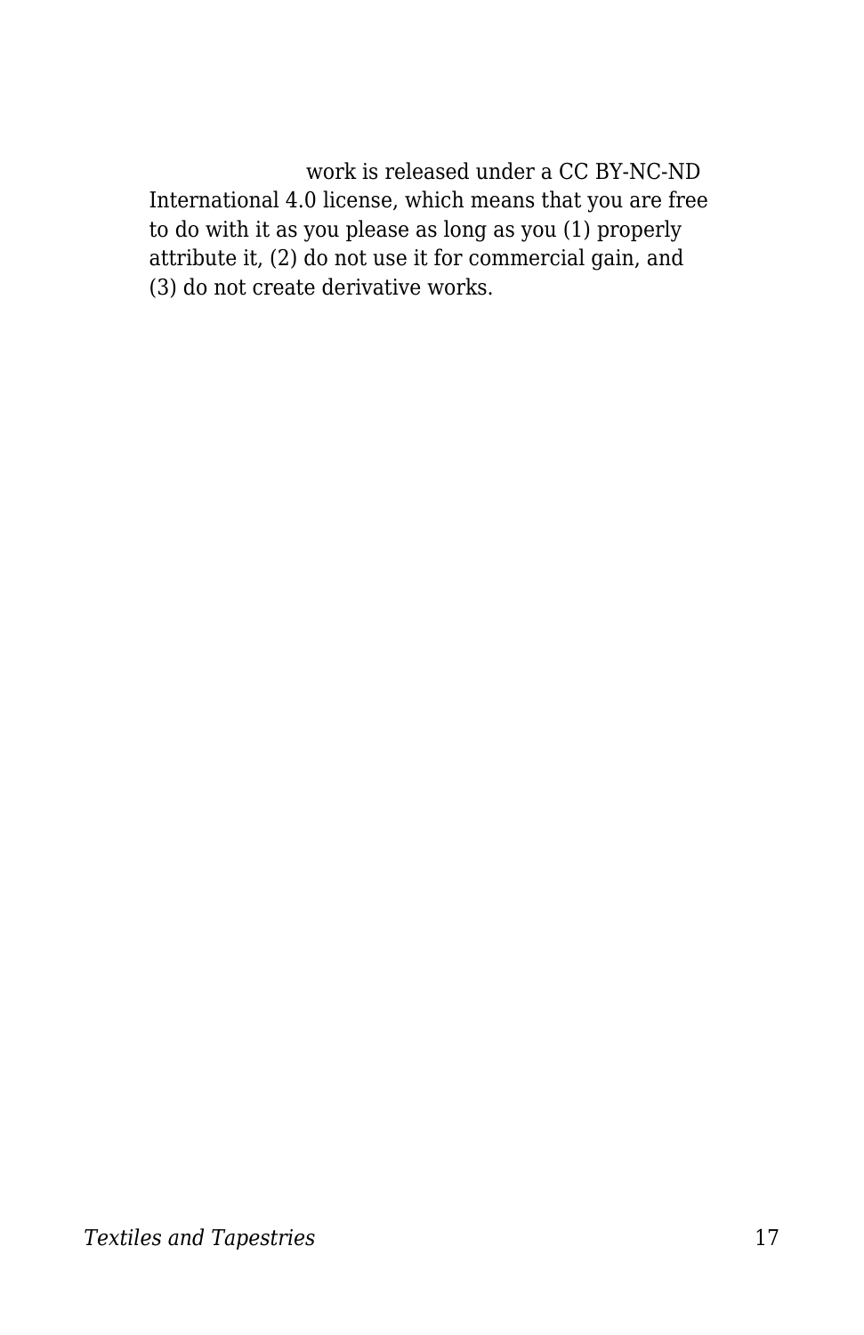work is released under a CC BY-NC-ND International 4.0 license, which means that you are free to do with it as you please as long as you (1) properly attribute it, (2) do not use it for commercial gain, and (3) do not create derivative works.